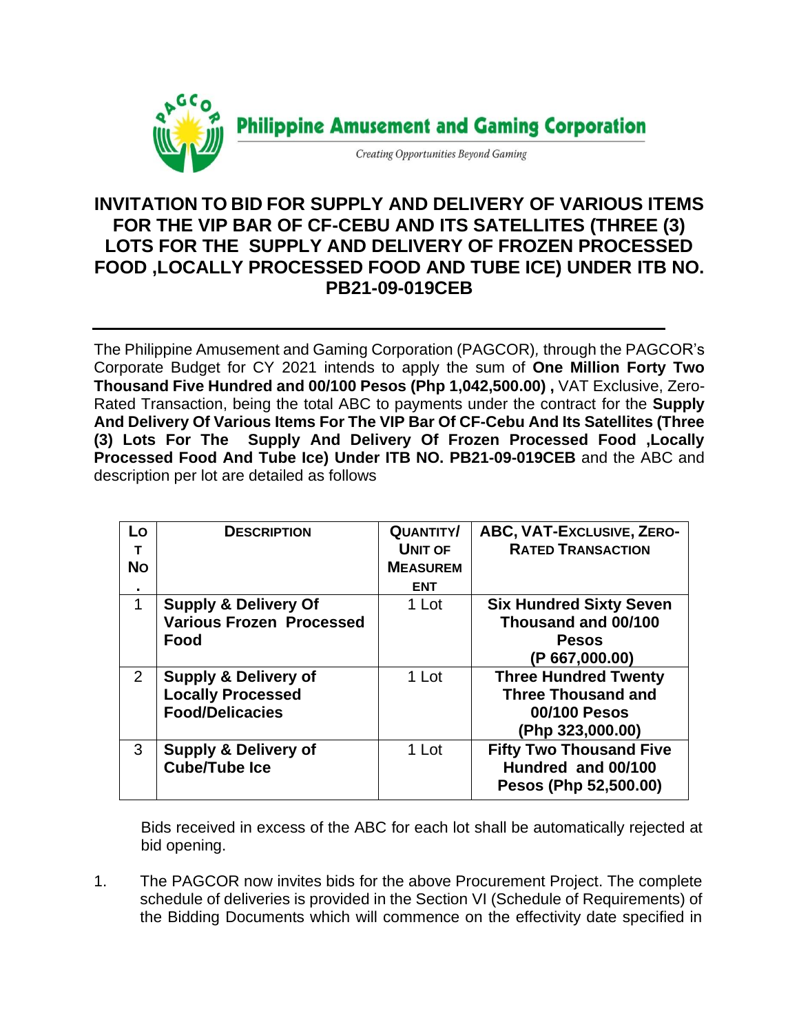Philippine Amusement and Gaming Corporation

*Creating Opportunities Beyond Gaming*

# INVITATION TO BID FOR SUPPLY AND DELIVERY OF VARIOUS ITEMS FOR THE VIP BAR OF CF-CEBU AND ITS SATELLITES (THREE (3) LOTS FOR THE SUPPLY AND DELIVERY OF FROZEN PROCESSED FOOD ,LOCALLY PROCESSED FOOD AND TUBE ICE) UNDER ITB NO. PB21-09-019CEB

---

The Philippine Amusement and Gaming Corporation (PAGCOR)*,* through the PAGCOR's Corporate Budget for CY 2021 intends to apply the sum of **One Million Forty Two Thousand Five Hundred and 00/100 Pesos (Php 1,042,500.00) ,** VAT Exclusive, Zero-Rated Transaction, being the total ABC to payments under the contract for the **Supply And Delivery Of Various Items For The VIP Bar Of CF-Cebu And Its Satellites (Three (3) Lots For The Supply And Delivery Of Frozen Processed Food ,Locally Processed Food And Tube Ice) Under ITB NO. PB21-09-019CEB** and the ABC and description per lot are detailed as follows

| LOT NO. | DESCRIPTION | QUANTITY/ UNIT OF MEASUREMENT | ABC, VAT-EXCLUSIVE, ZERO-RATED TRANSACTION |
|---|---|---|---|
| 1 | **Supply & Delivery Of Various Frozen Processed Food** | 1 Lot | **Six Hundred Sixty Seven Thousand and 00/100 Pesos (P 667,000.00)** |
| 2 | **Supply & Delivery of Locally Processed Food/Delicacies** | 1 Lot | **Three Hundred Twenty Three Thousand and 00/100 Pesos (Php 323,000.00)** |
| 3 | **Supply & Delivery of Cube/Tube Ice** | 1 Lot | **Fifty Two Thousand Five Hundred and 00/100 Pesos (Php 52,500.00)** |

Bids received in excess of the ABC for each lot shall be automatically rejected at bid opening.

1. The PAGCOR now invites bids for the above Procurement Project. The complete schedule of deliveries is provided in the Section VI (Schedule of Requirements) of the Bidding Documents which will commence on the effectivity date specified in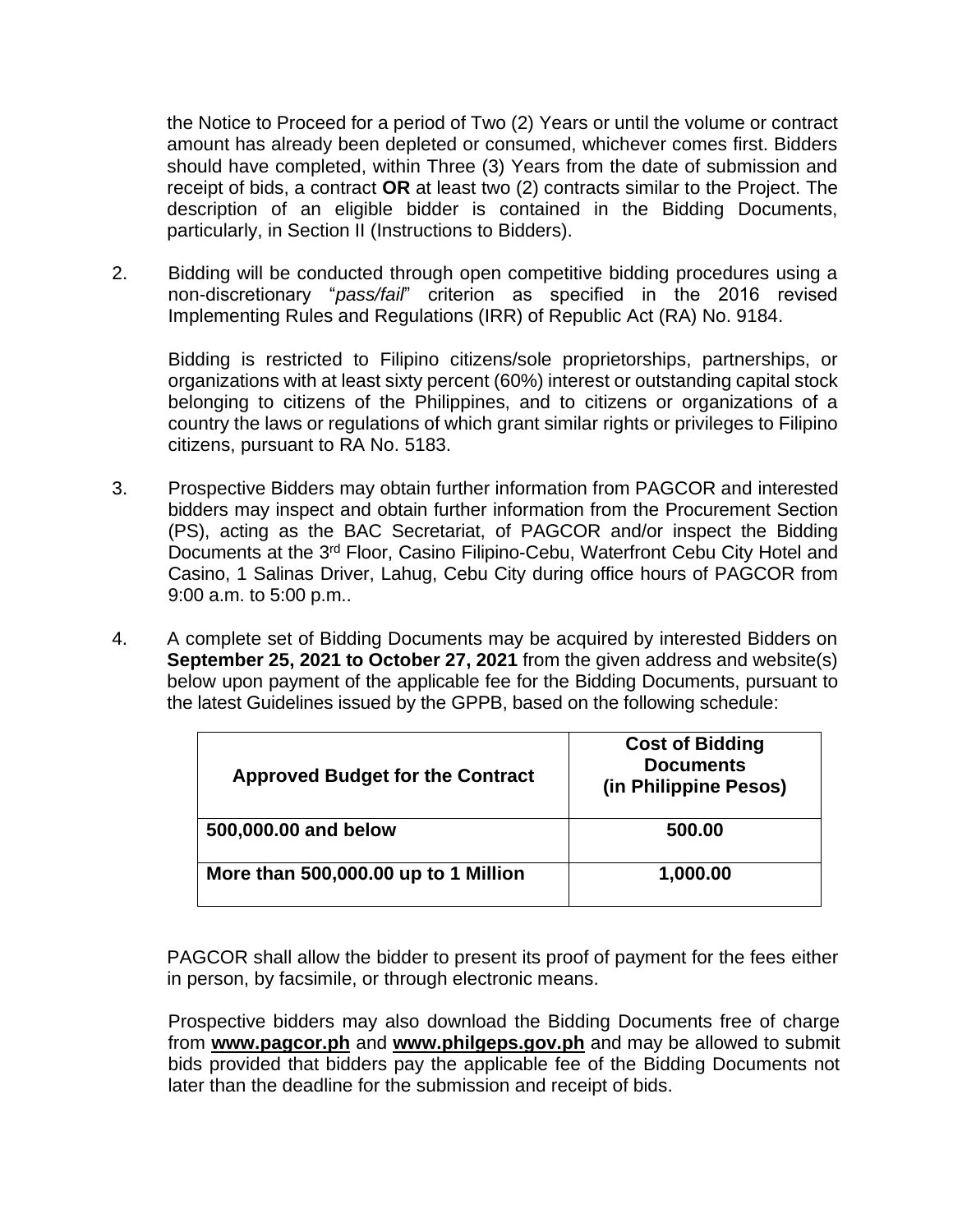the Notice to Proceed for a period of Two (2) Years or until the volume or contract amount has already been depleted or consumed, whichever comes first. Bidders should have completed, within Three (3) Years from the date of submission and receipt of bids, a contract **OR** at least two (2) contracts similar to the Project. The description of an eligible bidder is contained in the Bidding Documents, particularly, in Section II (Instructions to Bidders).

2. Bidding will be conducted through open competitive bidding procedures using a non-discretionary "*pass/fail*" criterion as specified in the 2016 revised Implementing Rules and Regulations (IRR) of Republic Act (RA) No. 9184.

   Bidding is restricted to Filipino citizens/sole proprietorships, partnerships, or organizations with at least sixty percent (60%) interest or outstanding capital stock belonging to citizens of the Philippines, and to citizens or organizations of a country the laws or regulations of which grant similar rights or privileges to Filipino citizens, pursuant to RA No. 5183.

3. Prospective Bidders may obtain further information from PAGCOR and interested bidders may inspect and obtain further information from the Procurement Section (PS), acting as the BAC Secretariat, of PAGCOR and/or inspect the Bidding Documents at the 3rd Floor, Casino Filipino-Cebu, Waterfront Cebu City Hotel and Casino, 1 Salinas Driver, Lahug, Cebu City during office hours of PAGCOR from 9:00 a.m. to 5:00 p.m..

4. A complete set of Bidding Documents may be acquired by interested Bidders on **September 25, 2021 to October 27, 2021** from the given address and website(s) below upon payment of the applicable fee for the Bidding Documents, pursuant to the latest Guidelines issued by the GPPB, based on the following schedule:

| Approved Budget for the Contract | Cost of Bidding Documents (in Philippine Pesos) |
|---|---|
| **500,000.00 and below** | **500.00** |
| **More than 500,000.00 up to 1 Million** | **1,000.00** |

   PAGCOR shall allow the bidder to present its proof of payment for the fees either in person, by facsimile, or through electronic means.

   Prospective bidders may also download the Bidding Documents free of charge from **www.pagcor.ph** and **www.philgeps.gov.ph** and may be allowed to submit bids provided that bidders pay the applicable fee of the Bidding Documents not later than the deadline for the submission and receipt of bids.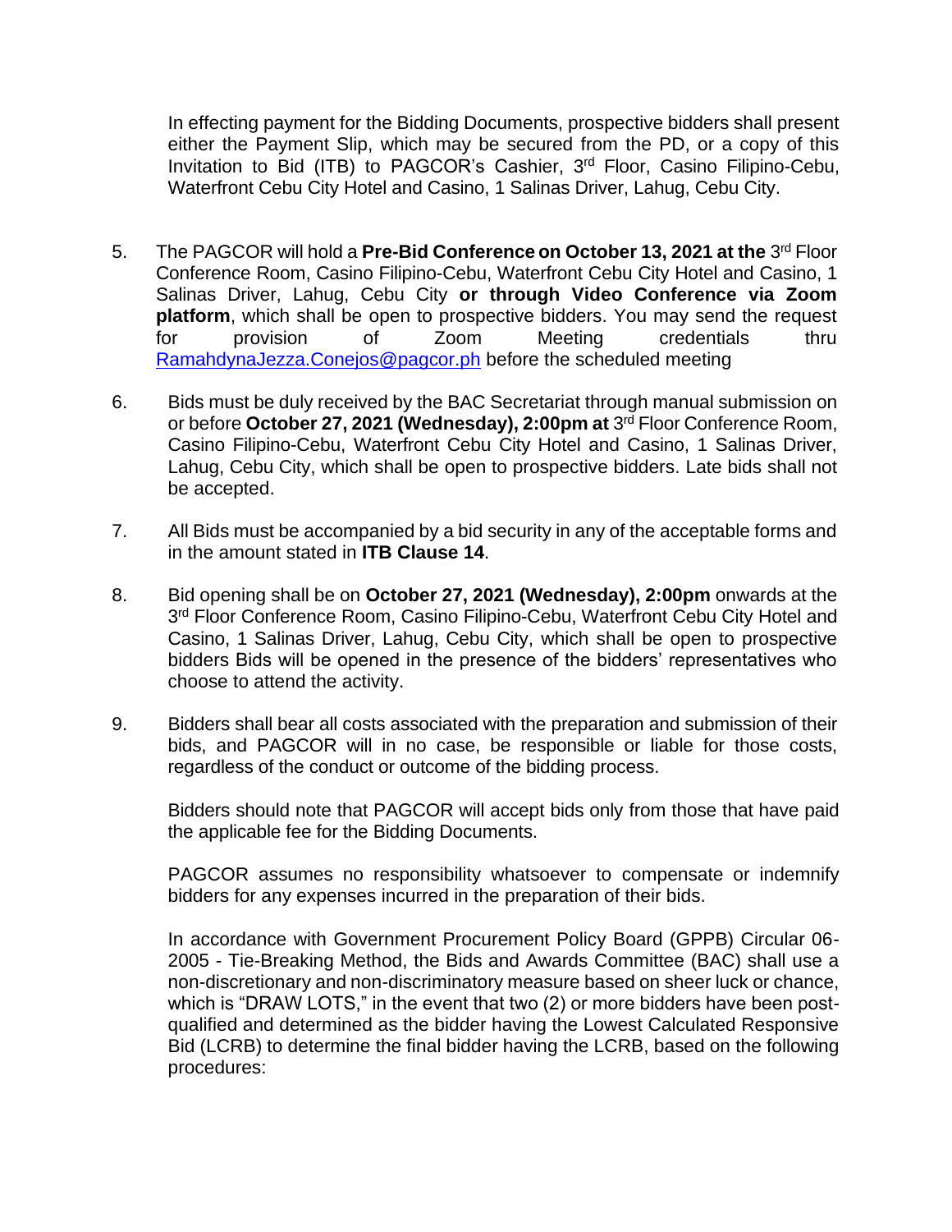In effecting payment for the Bidding Documents, prospective bidders shall present either the Payment Slip, which may be secured from the PD, or a copy of this Invitation to Bid (ITB) to PAGCOR's Cashier, 3rd Floor, Casino Filipino-Cebu, Waterfront Cebu City Hotel and Casino, 1 Salinas Driver, Lahug, Cebu City.

5. The PAGCOR will hold a **Pre-Bid Conference on October 13, 2021 at the** 3rd Floor Conference Room, Casino Filipino-Cebu, Waterfront Cebu City Hotel and Casino, 1 Salinas Driver, Lahug, Cebu City **or through Video Conference via Zoom platform**, which shall be open to prospective bidders. You may send the request for provision of Zoom Meeting credentials thru RamahdynaJezza.Conejos@pagcor.ph before the scheduled meeting

6. Bids must be duly received by the BAC Secretariat through manual submission on or before **October 27, 2021 (Wednesday), 2:00pm at** 3rd Floor Conference Room, Casino Filipino-Cebu, Waterfront Cebu City Hotel and Casino, 1 Salinas Driver, Lahug, Cebu City, which shall be open to prospective bidders. Late bids shall not be accepted.

7. All Bids must be accompanied by a bid security in any of the acceptable forms and in the amount stated in **ITB Clause 14**.

8. Bid opening shall be on **October 27, 2021 (Wednesday), 2:00pm** onwards at the 3rd Floor Conference Room, Casino Filipino-Cebu, Waterfront Cebu City Hotel and Casino, 1 Salinas Driver, Lahug, Cebu City, which shall be open to prospective bidders Bids will be opened in the presence of the bidders' representatives who choose to attend the activity.

9. Bidders shall bear all costs associated with the preparation and submission of their bids, and PAGCOR will in no case, be responsible or liable for those costs, regardless of the conduct or outcome of the bidding process.

   Bidders should note that PAGCOR will accept bids only from those that have paid the applicable fee for the Bidding Documents.

   PAGCOR assumes no responsibility whatsoever to compensate or indemnify bidders for any expenses incurred in the preparation of their bids.

   In accordance with Government Procurement Policy Board (GPPB) Circular 06-2005 - Tie-Breaking Method, the Bids and Awards Committee (BAC) shall use a non-discretionary and non-discriminatory measure based on sheer luck or chance, which is "DRAW LOTS," in the event that two (2) or more bidders have been post-qualified and determined as the bidder having the Lowest Calculated Responsive Bid (LCRB) to determine the final bidder having the LCRB, based on the following procedures: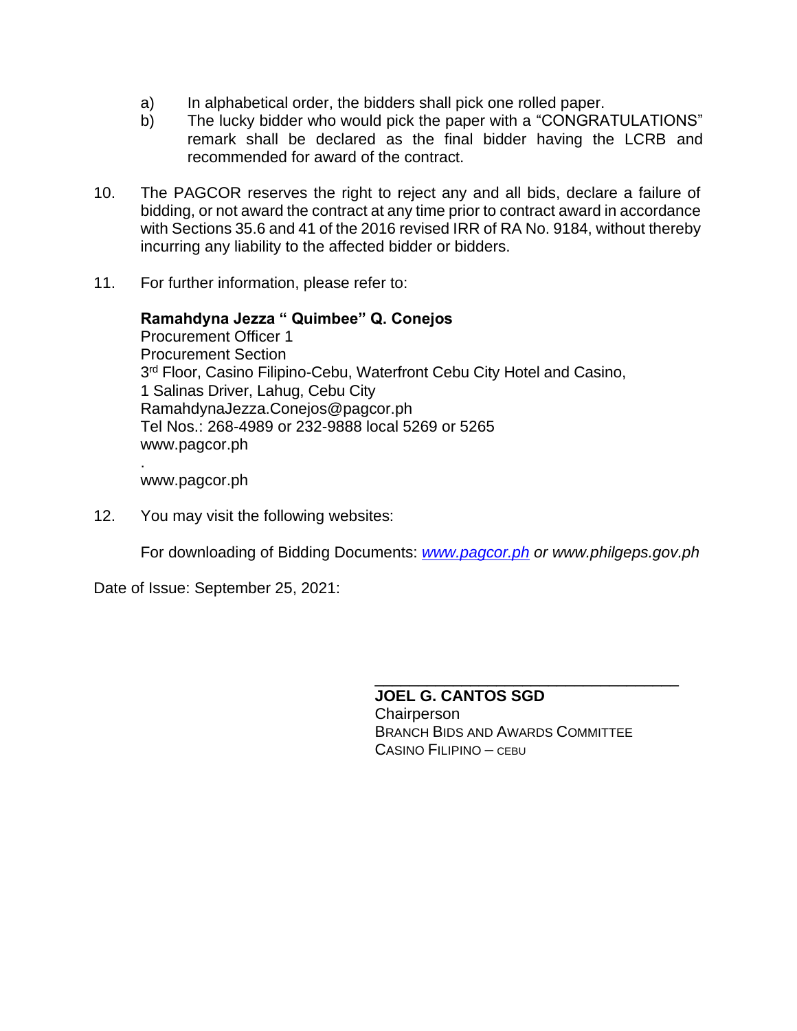a) In alphabetical order, the bidders shall pick one rolled paper.

b) The lucky bidder who would pick the paper with a "CONGRATULATIONS" remark shall be declared as the final bidder having the LCRB and recommended for award of the contract.

10. The PAGCOR reserves the right to reject any and all bids, declare a failure of bidding, or not award the contract at any time prior to contract award in accordance with Sections 35.6 and 41 of the 2016 revised IRR of RA No. 9184, without thereby incurring any liability to the affected bidder or bidders.

11. For further information, please refer to:

    **Ramahdyna Jezza " Quimbee" Q. Conejos**
    Procurement Officer 1
    Procurement Section
    3rd Floor, Casino Filipino-Cebu, Waterfront Cebu City Hotel and Casino,
    1 Salinas Driver, Lahug, Cebu City
    RamahdynaJezza.Conejos@pagcor.ph
    Tel Nos.: 268-4989 or 232-9888 local 5269 or 5265
    www.pagcor.ph
    .
    www.pagcor.ph

12. You may visit the following websites:

    For downloading of Bidding Documents: *www.pagcor.ph or www.philgeps.gov.ph*

Date of Issue: September 25, 2021:

**JOEL G. CANTOS SGD**
Chairperson
BRANCH BIDS AND AWARDS COMMITTEE
CASINO FILIPINO – CEBU